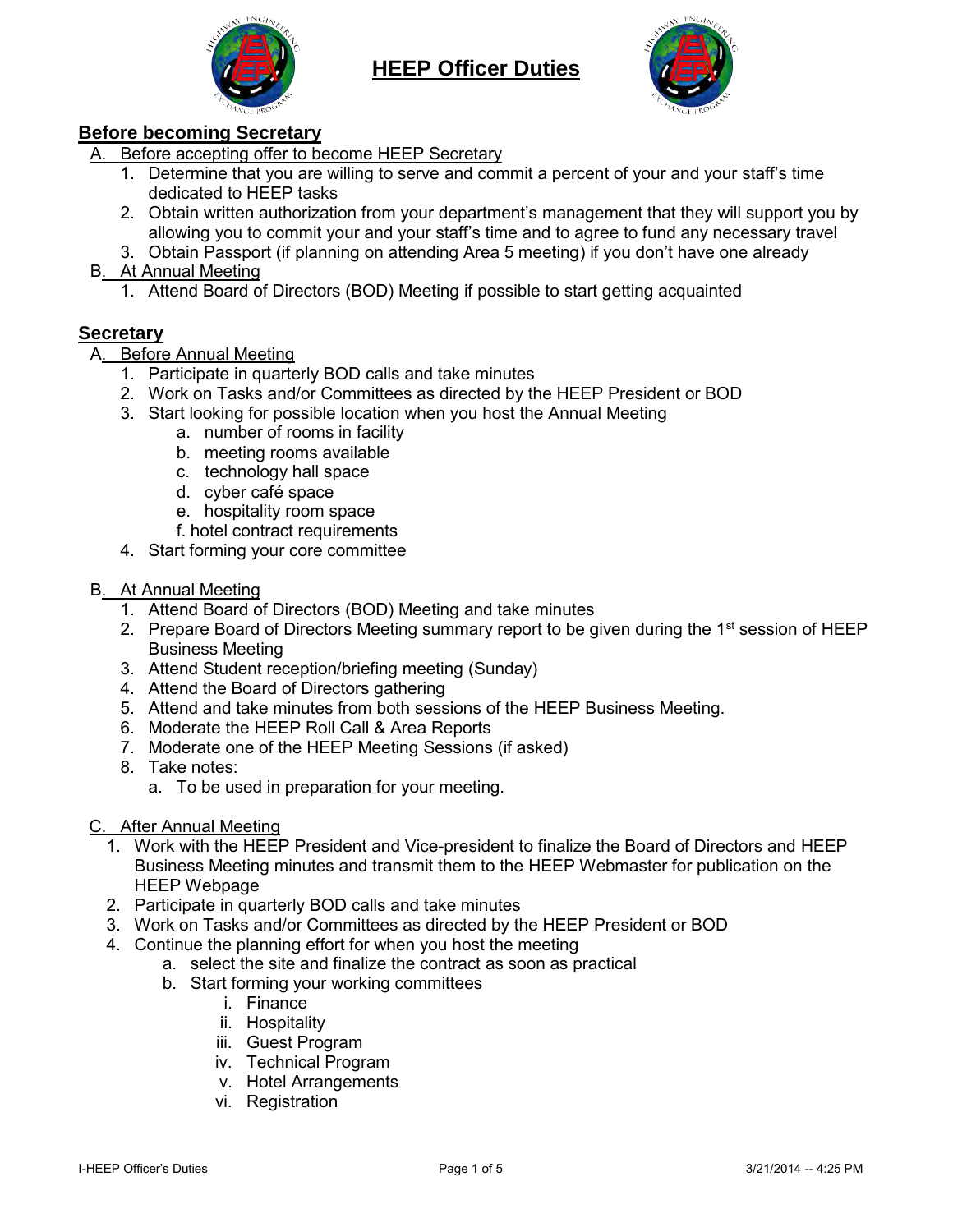# HEEP Officer Duties

## Before becoming Secretary

A. Before accepting offer to become HEEP Secretary

1. Determine that you are willing to serve and commit a percent of your and your staff's time dedicated to HEEP tasks
2. Obtain written authorization from your department's management that they will support you by allowing you to commit your and your staff's time and to agree to fund any necessary travel
3. Obtain Passport (if planning on attending Area 5 meeting) if you don't have one already

B. At Annual Meeting

1. Attend Board of Directors (BOD) Meeting if possible to start getting acquainted

## Secretary

A. Before Annual Meeting

1. Participate in quarterly BOD calls and take minutes
2. Work on Tasks and/or Committees as directed by the HEEP President or BOD
3. Start looking for possible location when you host the Annual Meeting
   a. number of rooms in facility
   b. meeting rooms available
   c. technology hall space
   d. cyber café space
   e. hospitality room space
   f. hotel contract requirements
4. Start forming your core committee

B. At Annual Meeting

1. Attend Board of Directors (BOD) Meeting and take minutes
2. Prepare Board of Directors Meeting summary report to be given during the 1st session of HEEP Business Meeting
3. Attend Student reception/briefing meeting (Sunday)
4. Attend the Board of Directors gathering
5. Attend and take minutes from both sessions of the HEEP Business Meeting.
6. Moderate the HEEP Roll Call & Area Reports
7. Moderate one of the HEEP Meeting Sessions (if asked)
8. Take notes:
   a. To be used in preparation for your meeting.

C. After Annual Meeting

1. Work with the HEEP President and Vice-president to finalize the Board of Directors and HEEP Business Meeting minutes and transmit them to the HEEP Webmaster for publication on the HEEP Webpage
2. Participate in quarterly BOD calls and take minutes
3. Work on Tasks and/or Committees as directed by the HEEP President or BOD
4. Continue the planning effort for when you host the meeting
   a. select the site and finalize the contract as soon as practical
   b. Start forming your working committees
      i. Finance
      ii. Hospitality
      iii. Guest Program
      iv. Technical Program
      v. Hotel Arrangements
      vi. Registration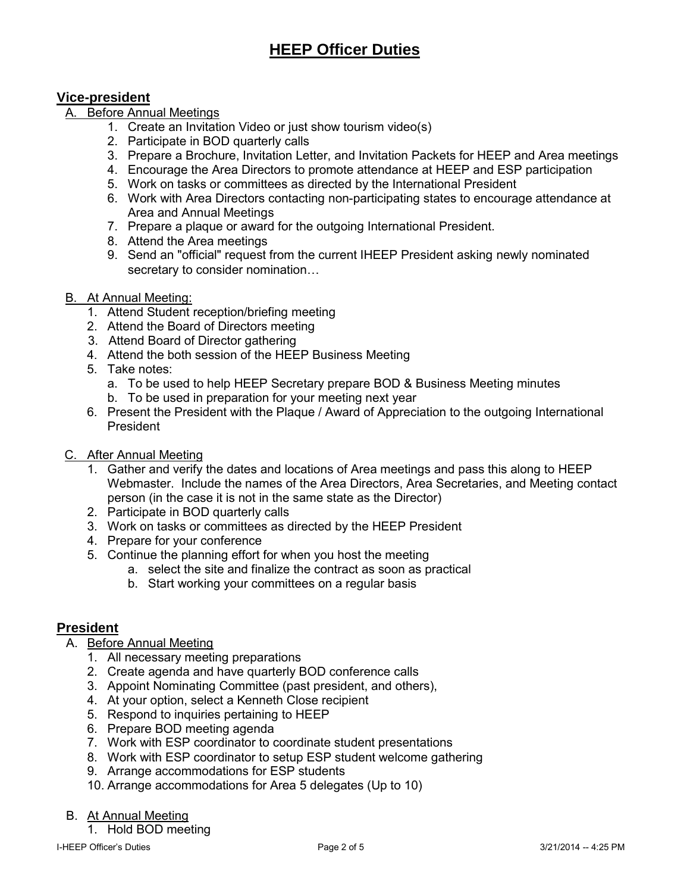# HEEP Officer Duties

## Vice-president

A. Before Annual Meetings

1. Create an Invitation Video or just show tourism video(s)
2. Participate in BOD quarterly calls
3. Prepare a Brochure, Invitation Letter, and Invitation Packets for HEEP and Area meetings
4. Encourage the Area Directors to promote attendance at HEEP and ESP participation
5. Work on tasks or committees as directed by the International President
6. Work with Area Directors contacting non-participating states to encourage attendance at Area and Annual Meetings
7. Prepare a plaque or award for the outgoing International President.
8. Attend the Area meetings
9. Send an "official" request from the current IHEEP President asking newly nominated secretary to consider nomination…

B. At Annual Meeting:

1. Attend Student reception/briefing meeting
2. Attend the Board of Directors meeting
3. Attend Board of Director gathering
4. Attend the both session of the HEEP Business Meeting
5. Take notes:
   a. To be used to help HEEP Secretary prepare BOD & Business Meeting minutes
   b. To be used in preparation for your meeting next year
6. Present the President with the Plaque / Award of Appreciation to the outgoing International President

C. After Annual Meeting

1. Gather and verify the dates and locations of Area meetings and pass this along to HEEP Webmaster. Include the names of the Area Directors, Area Secretaries, and Meeting contact person (in the case it is not in the same state as the Director)
2. Participate in BOD quarterly calls
3. Work on tasks or committees as directed by the HEEP President
4. Prepare for your conference
5. Continue the planning effort for when you host the meeting
   a. select the site and finalize the contract as soon as practical
   b. Start working your committees on a regular basis

## President

A. Before Annual Meeting

1. All necessary meeting preparations
2. Create agenda and have quarterly BOD conference calls
3. Appoint Nominating Committee (past president, and others),
4. At your option, select a Kenneth Close recipient
5. Respond to inquiries pertaining to HEEP
6. Prepare BOD meeting agenda
7. Work with ESP coordinator to coordinate student presentations
8. Work with ESP coordinator to setup ESP student welcome gathering
9. Arrange accommodations for ESP students
10. Arrange accommodations for Area 5 delegates (Up to 10)

B. At Annual Meeting

1. Hold BOD meeting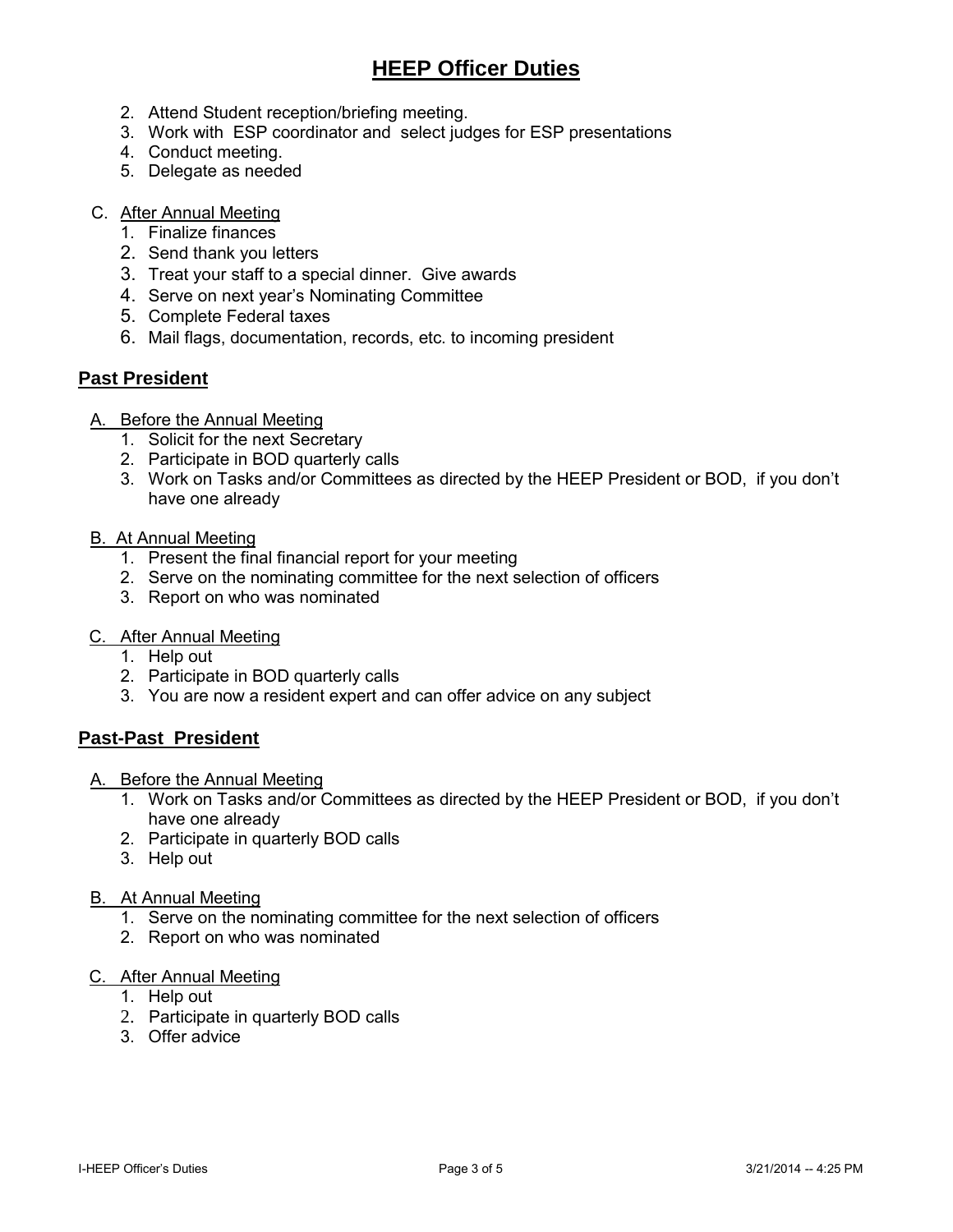# HEEP Officer Duties

2. Attend Student reception/briefing meeting.
3. Work with ESP coordinator and select judges for ESP presentations
4. Conduct meeting.
5. Delegate as needed

C. After Annual Meeting

1. Finalize finances
2. Send thank you letters
3. Treat your staff to a special dinner. Give awards
4. Serve on next year's Nominating Committee
5. Complete Federal taxes
6. Mail flags, documentation, records, etc. to incoming president

## Past President

A. Before the Annual Meeting

1. Solicit for the next Secretary
2. Participate in BOD quarterly calls
3. Work on Tasks and/or Committees as directed by the HEEP President or BOD, if you don't have one already

B. At Annual Meeting

1. Present the final financial report for your meeting
2. Serve on the nominating committee for the next selection of officers
3. Report on who was nominated

C. After Annual Meeting

1. Help out
2. Participate in BOD quarterly calls
3. You are now a resident expert and can offer advice on any subject

## Past-Past President

A. Before the Annual Meeting

1. Work on Tasks and/or Committees as directed by the HEEP President or BOD, if you don't have one already
2. Participate in quarterly BOD calls
3. Help out

B. At Annual Meeting

1. Serve on the nominating committee for the next selection of officers
2. Report on who was nominated

C. After Annual Meeting

1. Help out
2. Participate in quarterly BOD calls
3. Offer advice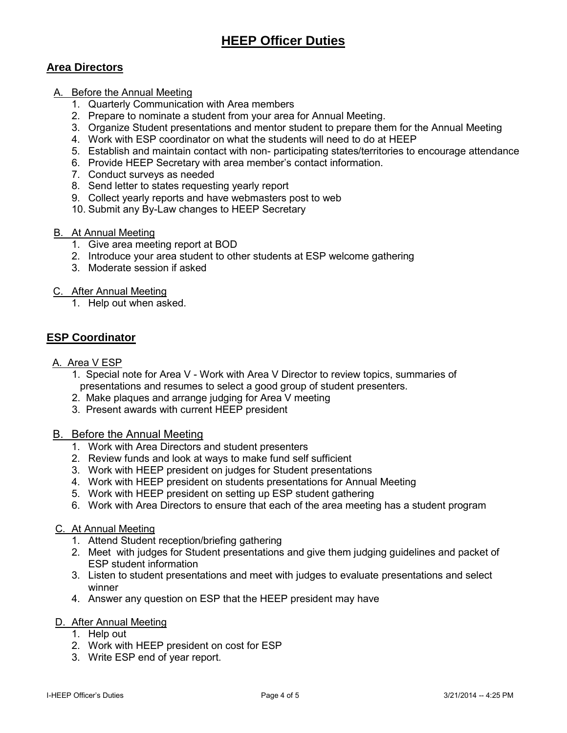# HEEP Officer Duties

## Area Directors

A. Before the Annual Meeting

1. Quarterly Communication with Area members
2. Prepare to nominate a student from your area for Annual Meeting.
3. Organize Student presentations and mentor student to prepare them for the Annual Meeting
4. Work with ESP coordinator on what the students will need to do at HEEP
5. Establish and maintain contact with non- participating states/territories to encourage attendance
6. Provide HEEP Secretary with area member's contact information.
7. Conduct surveys as needed
8. Send letter to states requesting yearly report
9. Collect yearly reports and have webmasters post to web
10. Submit any By-Law changes to HEEP Secretary

B. At Annual Meeting

1. Give area meeting report at BOD
2. Introduce your area student to other students at ESP welcome gathering
3. Moderate session if asked

C. After Annual Meeting

1. Help out when asked.

## ESP Coordinator

A. Area V ESP

1. Special note for Area V - Work with Area V Director to review topics, summaries of presentations and resumes to select a good group of student presenters.
2. Make plaques and arrange judging for Area V meeting
3. Present awards with current HEEP president

B. Before the Annual Meeting

1. Work with Area Directors and student presenters
2. Review funds and look at ways to make fund self sufficient
3. Work with HEEP president on judges for Student presentations
4. Work with HEEP president on students presentations for Annual Meeting
5. Work with HEEP president on setting up ESP student gathering
6. Work with Area Directors to ensure that each of the area meeting has a student program

C. At Annual Meeting

1. Attend Student reception/briefing gathering
2. Meet with judges for Student presentations and give them judging guidelines and packet of ESP student information
3. Listen to student presentations and meet with judges to evaluate presentations and select winner
4. Answer any question on ESP that the HEEP president may have

D. After Annual Meeting

1. Help out
2. Work with HEEP president on cost for ESP
3. Write ESP end of year report.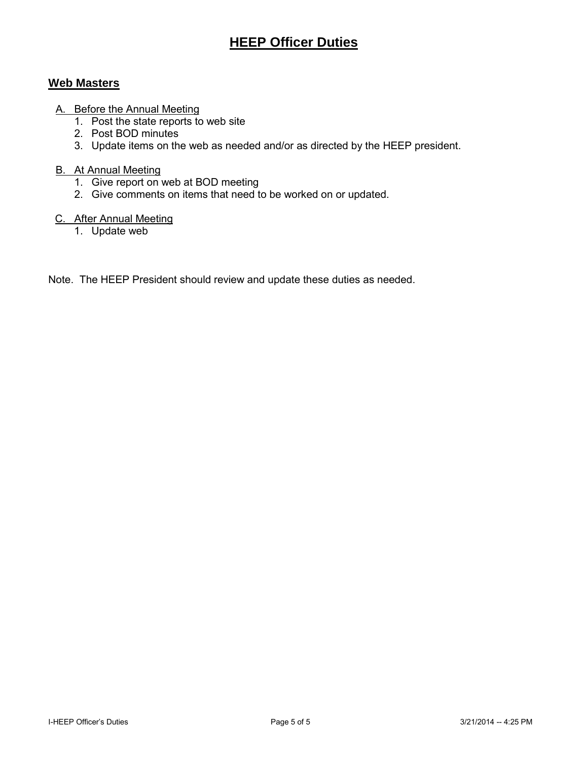# HEEP Officer Duties

## Web Masters

A. Before the Annual Meeting
   1. Post the state reports to web site
   2. Post BOD minutes
   3. Update items on the web as needed and/or as directed by the HEEP president.

B. At Annual Meeting
   1. Give report on web at BOD meeting
   2. Give comments on items that need to be worked on or updated.

C. After Annual Meeting
   1. Update web

Note. The HEEP President should review and update these duties as needed.